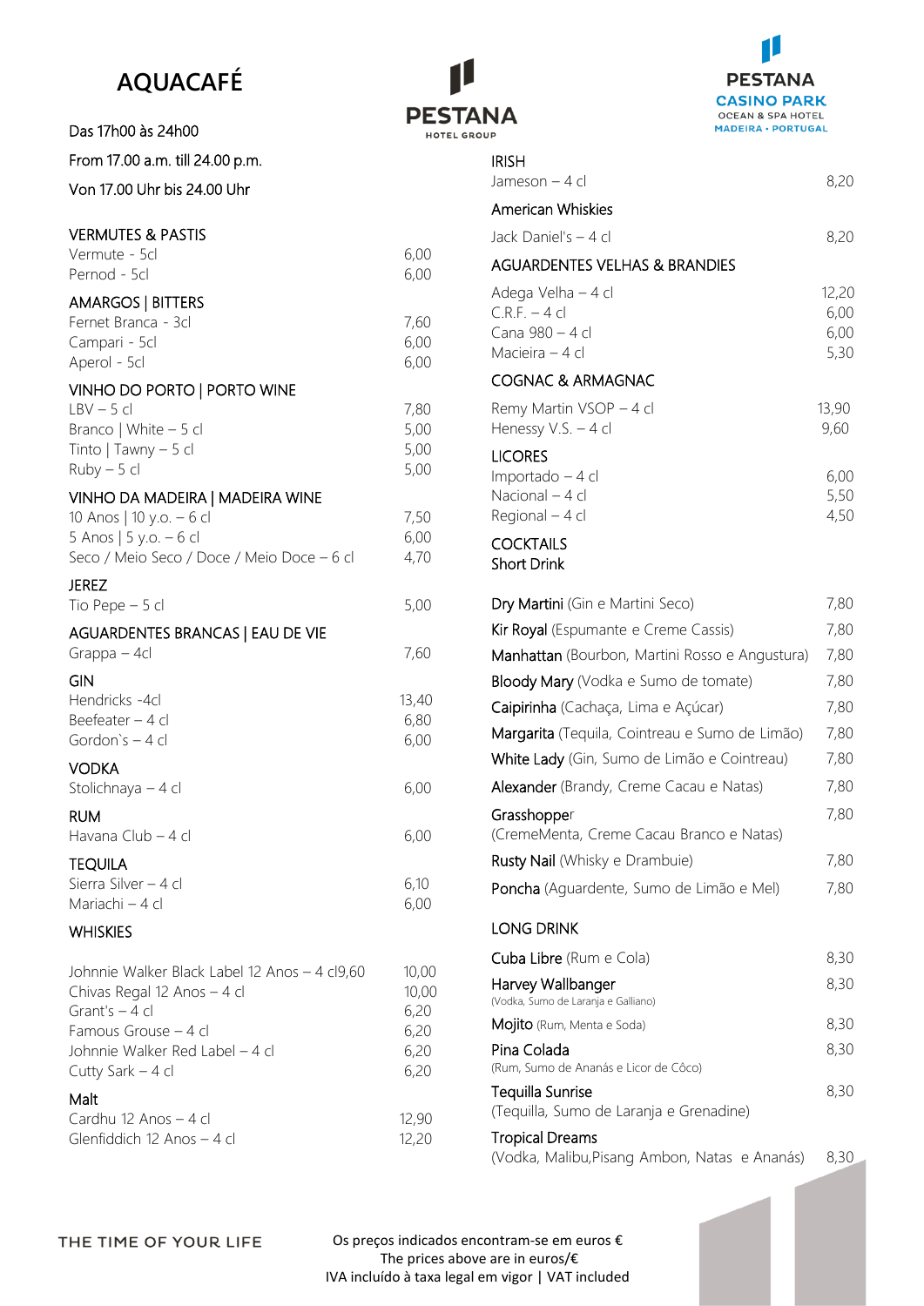# AQUACAFÉ

PESTANA HOTEL GROUP

PESTANA CASINO PARK OCEAN & SPA HOTEL MADEIRA • PORTUGAL

Das 17h00 às 24h00

From 17.00 a.m. till 24.00 p.m.

Von 17.00 Uhr bis 24.00 Uhr

## VERMUTES & PASTIS

| | |
|---|---|
| Vermute - 5cl | 6,00 |
| Pernod - 5cl | 6,00 |

## AMARGOS | BITTERS

| | |
|---|---|
| Fernet Branca - 3cl | 7,60 |
| Campari - 5cl | 6,00 |
| Aperol - 5cl | 6,00 |

## VINHO DO PORTO | PORTO WINE

| | |
|---|---|
| LBV – 5 cl | 7,80 |
| Branco \| White – 5 cl | 5,00 |
| Tinto \| Tawny – 5 cl | 5,00 |
| Ruby – 5 cl | 5,00 |

## VINHO DA MADEIRA | MADEIRA WINE

| | |
|---|---|
| 10 Anos \| 10 y.o. – 6 cl | 7,50 |
| 5 Anos \| 5 y.o. – 6 cl | 6,00 |
| Seco / Meio Seco / Doce / Meio Doce – 6 cl | 4,70 |

## JEREZ

| | |
|---|---|
| Tio Pepe – 5 cl | 5,00 |

## AGUARDENTES BRANCAS | EAU DE VIE

| | |
|---|---|
| Grappa – 4cl | 7,60 |

## GIN

| | |
|---|---|
| Hendricks -4cl | 13,40 |
| Beefeater – 4 cl | 6,80 |
| Gordon`s – 4 cl | 6,00 |

## VODKA

| | |
|---|---|
| Stolichnaya – 4 cl | 6,00 |

## RUM

| | |
|---|---|
| Havana Club – 4 cl | 6,00 |

## TEQUILA

| | |
|---|---|
| Sierra Silver – 4 cl | 6,10 |
| Mariachi – 4 cl | 6,00 |

## WHISKIES

| | |
|---|---|
| Johnnie Walker Black Label 12 Anos – 4 cl9,60 | 10,00 |
| Chivas Regal 12 Anos – 4 cl | 10,00 |
| Grant's – 4 cl | 6,20 |
| Famous Grouse – 4 cl | 6,20 |
| Johnnie Walker Red Label – 4 cl | 6,20 |
| Cutty Sark – 4 cl | 6,20 |

### Malt

| | |
|---|---|
| Cardhu 12 Anos – 4 cl | 12,90 |
| Glenfiddich 12 Anos – 4 cl | 12,20 |

## IRISH

| | |
|---|---|
| Jameson – 4 cl | 8,20 |

### American Whiskies

| | |
|---|---|
| Jack Daniel's – 4 cl | 8,20 |

## AGUARDENTES VELHAS & BRANDIES

| | |
|---|---|
| Adega Velha – 4 cl | 12,20 |
| C.R.F. – 4 cl | 6,00 |
| Cana 980 – 4 cl | 6,00 |
| Macieira – 4 cl | 5,30 |

## COGNAC & ARMAGNAC

| | |
|---|---|
| Remy Martin VSOP – 4 cl | 13,90 |
| Henessy V.S. – 4 cl | 9,60 |

## LICORES

| | |
|---|---|
| Importado – 4 cl | 6,00 |
| Nacional – 4 cl | 5,50 |
| Regional – 4 cl | 4,50 |

## COCKTAILS

### Short Drink

| | |
|---|---|
| Dry Martini (Gin e Martini Seco) | 7,80 |
| Kir Royal (Espumante e Creme Cassis) | 7,80 |
| Manhattan (Bourbon, Martini Rosso e Angustura) | 7,80 |
| Bloody Mary (Vodka e Sumo de tomate) | 7,80 |
| Caipirinha (Cachaça, Lima e Açúcar) | 7,80 |
| Margarita (Tequila, Cointreau e Sumo de Limão) | 7,80 |
| White Lady (Gin, Sumo de Limão e Cointreau) | 7,80 |
| Alexander (Brandy, Creme Cacau e Natas) | 7,80 |
| Grasshopper (CremeMenta, Creme Cacau Branco e Natas) | 7,80 |
| Rusty Nail (Whisky e Drambuie) | 7,80 |
| Poncha (Aguardente, Sumo de Limão e Mel) | 7,80 |

### LONG DRINK

| | |
|---|---|
| Cuba Libre (Rum e Cola) | 8,30 |
| Harvey Wallbanger (Vodka, Sumo de Laranja e Galliano) | 8,30 |
| Mojito (Rum, Menta e Soda) | 8,30 |
| Pina Colada (Rum, Sumo de Ananás e Licor de Côco) | 8,30 |
| Tequilla Sunrise (Tequilla, Sumo de Laranja e Grenadine) | 8,30 |
| Tropical Dreams (Vodka, Malibu,Pisang Ambon, Natas e Ananás) | 8,30 |

THE TIME OF YOUR LIFE

Os preços indicados encontram-se em euros €
The prices above are in euros/€
IVA incluído à taxa legal em vigor | VAT included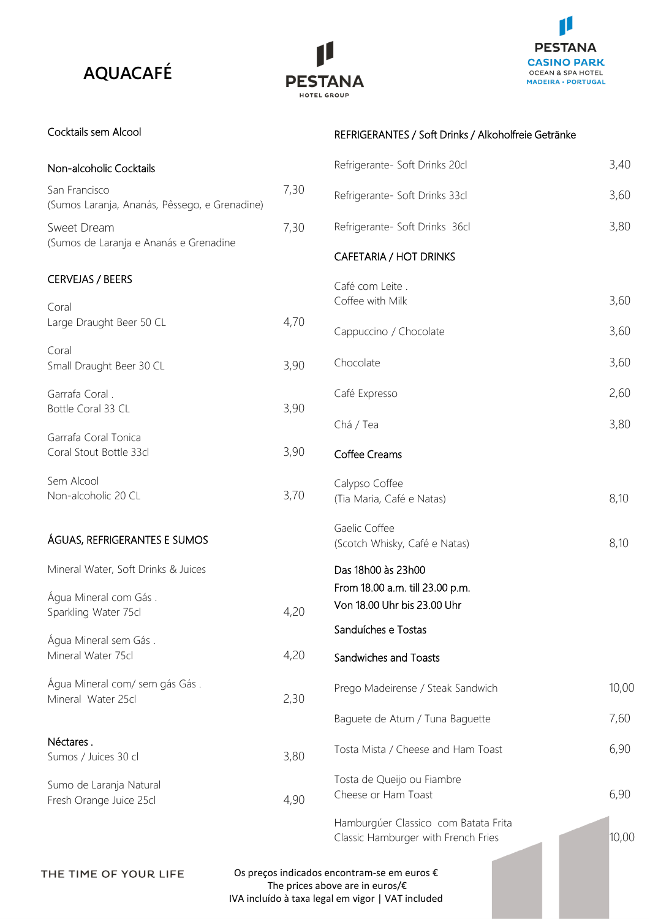# AQUACAFÉ

PESTANA HOTEL GROUP

PESTANA CASINO PARK OCEAN & SPA HOTEL MADEIRA • PORTUGAL

## Cocktails sem Alcool

### Non-alcoholic Cocktails

| | |
|---|---|
| San Francisco<br>(Sumos Laranja, Ananás, Pêssego, e Grenadine) | 7,30 |
| Sweet Dream<br>(Sumos de Laranja e Ananás e Grenadine | 7,30 |

## CERVEJAS / BEERS

| | |
|---|---|
| Coral<br>Large Draught Beer 50 CL | 4,70 |
| Coral<br>Small Draught Beer 30 CL | 3,90 |
| Garrafa Coral .<br>Bottle Coral 33 CL | 3,90 |
| Garrafa Coral Tonica<br>Coral Stout Bottle 33cl | 3,90 |
| Sem Alcool<br>Non-alcoholic 20 CL | 3,70 |

## ÁGUAS, REFRIGERANTES E SUMOS

Mineral Water, Soft Drinks & Juices

| | |
|---|---|
| Água Mineral com Gás .<br>Sparkling Water 75cl | 4,20 |
| Água Mineral sem Gás .<br>Mineral Water 75cl | 4,20 |
| Água Mineral com/ sem gás Gás .<br>Mineral Water 25cl | 2,30 |

**Néctares .**

| | |
|---|---|
| Sumos / Juices 30 cl | 3,80 |
| Sumo de Laranja Natural<br>Fresh Orange Juice 25cl | 4,90 |

## REFRIGERANTES / Soft Drinks / Alkoholfreie Getränke

| | |
|---|---|
| Refrigerante- Soft Drinks 20cl | 3,40 |
| Refrigerante- Soft Drinks 33cl | 3,60 |
| Refrigerante- Soft Drinks 36cl | 3,80 |

## CAFETARIA / HOT DRINKS

| | |
|---|---|
| Café com Leite .<br>Coffee with Milk | 3,60 |
| Cappuccino / Chocolate | 3,60 |
| Chocolate | 3,60 |
| Café Expresso | 2,60 |
| Chá / Tea | 3,80 |

## Coffee Creams

| | |
|---|---|
| Calypso Coffee<br>(Tia Maria, Café e Natas) | 8,10 |
| Gaelic Coffee<br>(Scotch Whisky, Café e Natas) | 8,10 |

**Das 18h00 às 23h00**
**From 18.00 a.m. till 23.00 p.m.**
**Von 18.00 Uhr bis 23.00 Uhr**

## Sanduíches e Tostas

### Sandwiches and Toasts

| | |
|---|---|
| Prego Madeirense / Steak Sandwich | 10,00 |
| Baguete de Atum / Tuna Baguette | 7,60 |
| Tosta Mista / Cheese and Ham Toast | 6,90 |
| Tosta de Queijo ou Fiambre<br>Cheese or Ham Toast | 6,90 |
| Hamburgúer Classico com Batata Frita<br>Classic Hamburger with French Fries | 10,00 |

THE TIME OF YOUR LIFE

Os preços indicados encontram-se em euros €
The prices above are in euros/€
IVA incluído à taxa legal em vigor | VAT included